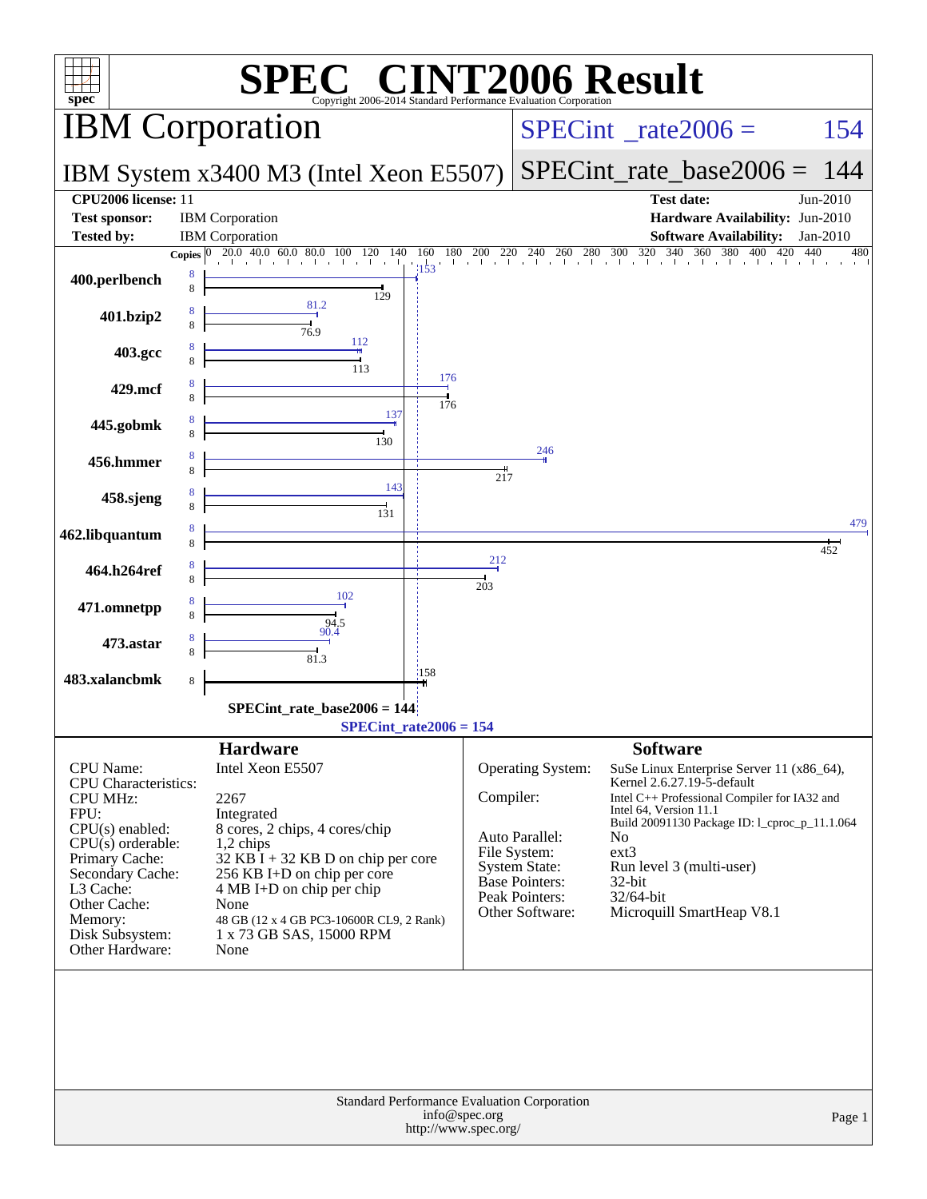# SPEC® CINT2006 Result

Copyright 2006-2014 Standard Performance Evaluation Corporation

## IBM Corporation

**IBM System x3400 M3 (Intel Xeon E5507)**

SPECint_rate2006 = 154

SPECint_rate_base2006 = 144

| | | | |
|---|---|---|---|
| **CPU2006 license:** | 11 | **Test date:** | Jun-2010 |
| **Test sponsor:** | IBM Corporation | **Hardware Availability:** | Jun-2010 |
| **Tested by:** | IBM Corporation | **Software Availability:** | Jan-2010 |

Copies 0 20.0 40.0 60.0 80.0 100 120 140 160 180 200 220 240 260 280 300 320 340 360 380 400 420 440 480

400.perlbench 8 8 153 129

401.bzip2 8 8 81.2 76.9

403.gcc 8 8 112 113

429.mcf 8 8 176 176

445.gobmk 8 8 137 130

456.hmmer 8 8 246 217

458.sjeng 8 8 143 131

462.libquantum 8 8 479 452

464.h264ref 8 8 212 203

471.omnetpp 8 8 102 94.5

473.astar 8 8 90.4 81.3

483.xalancbmk 8 158

SPECint_rate_base2006 = 144

SPECint_rate2006 = 154

### Hardware

| | |
|---|---|
| CPU Name: | Intel Xeon E5507 |
| CPU Characteristics: | |
| CPU MHz: | 2267 |
| FPU: | Integrated |
| CPU(s) enabled: | 8 cores, 2 chips, 4 cores/chip |
| CPU(s) orderable: | 1,2 chips |
| Primary Cache: | 32 KB I + 32 KB D on chip per core |
| Secondary Cache: | 256 KB I+D on chip per core |
| L3 Cache: | 4 MB I+D on chip per chip |
| Other Cache: | None |
| Memory: | 48 GB (12 x 4 GB PC3-10600R CL9, 2 Rank) |
| Disk Subsystem: | 1 x 73 GB SAS, 15000 RPM |
| Other Hardware: | None |

### Software

| | |
|---|---|
| Operating System: | SuSe Linux Enterprise Server 11 (x86_64), Kernel 2.6.27.19-5-default |
| Compiler: | Intel C++ Professional Compiler for IA32 and Intel 64, Version 11.1 Build 20091130 Package ID: l_cproc_p_11.1.064 |
| Auto Parallel: | No |
| File System: | ext3 |
| System State: | Run level 3 (multi-user) |
| Base Pointers: | 32-bit |
| Peak Pointers: | 32/64-bit |
| Other Software: | Microquill SmartHeap V8.1 |

Standard Performance Evaluation Corporation
info@spec.org
http://www.spec.org/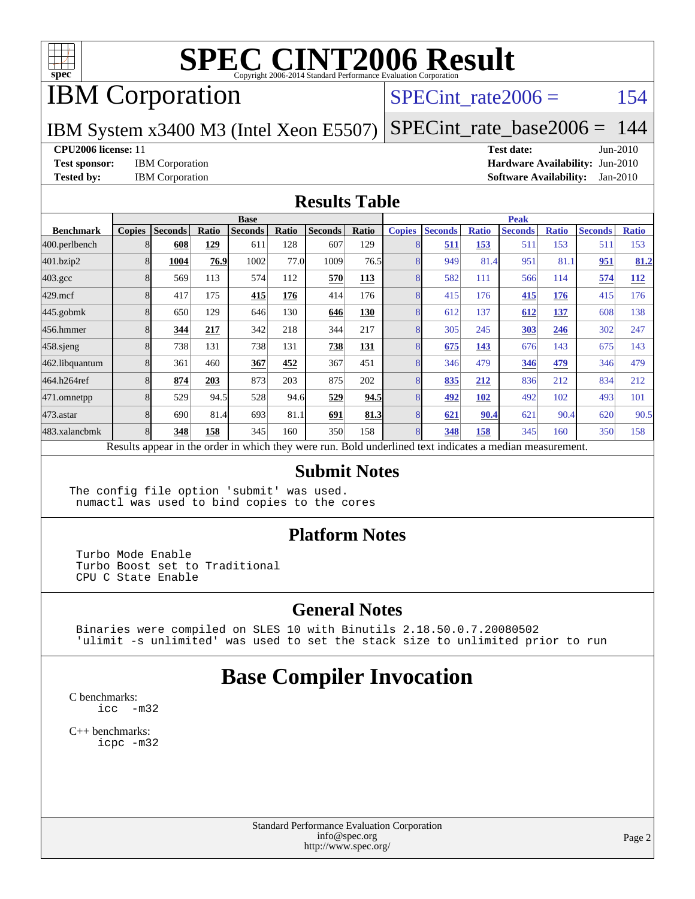# SPEC CINT2006 Result

Copyright 2006-2014 Standard Performance Evaluation Corporation

## IBM Corporation

SPECint_rate2006 = 154

IBM System x3400 M3 (Intel Xeon E5507)

SPECint_rate_base2006 = 144

**CPU2006 license:** 11
**Test sponsor:** IBM Corporation
**Tested by:** IBM Corporation

**Test date:** Jun-2010
**Hardware Availability:** Jun-2010
**Software Availability:** Jan-2010

## Results Table

| | Base | | | | | | | Peak | | | | | | |
|---|---|---|---|---|---|---|---|---|---|---|---|---|---|---|
| **Benchmark** | **Copies** | **Seconds** | **Ratio** | **Seconds** | **Ratio** | **Seconds** | **Ratio** | **Copies** | **Seconds** | **Ratio** | **Seconds** | **Ratio** | **Seconds** | **Ratio** |
| 400.perlbench | 8 | **608** | **129** | 611 | 128 | 607 | 129 | 8 | **511** | **153** | 511 | 153 | 511 | 153 |
| 401.bzip2 | 8 | **1004** | **76.9** | 1002 | 77.0 | 1009 | 76.5 | 8 | 949 | 81.4 | 951 | 81.1 | **951** | **81.2** |
| 403.gcc | 8 | 569 | 113 | 574 | 112 | **570** | **113** | 8 | 582 | 111 | 566 | 114 | **574** | **112** |
| 429.mcf | 8 | 417 | 175 | **415** | **176** | 414 | 176 | 8 | 415 | 176 | **415** | **176** | 415 | 176 |
| 445.gobmk | 8 | 650 | 129 | 646 | 130 | **646** | **130** | 8 | 612 | 137 | **612** | **137** | 608 | 138 |
| 456.hmmer | 8 | **344** | **217** | 342 | 218 | 344 | 217 | 8 | 305 | 245 | **303** | **246** | 302 | 247 |
| 458.sjeng | 8 | 738 | 131 | 738 | 131 | **738** | **131** | 8 | **675** | **143** | 676 | 143 | 675 | 143 |
| 462.libquantum | 8 | 361 | 460 | **367** | **452** | 367 | 451 | 8 | 346 | 479 | **346** | **479** | 346 | 479 |
| 464.h264ref | 8 | **874** | **203** | 873 | 203 | 875 | 202 | 8 | **835** | **212** | 836 | 212 | 834 | 212 |
| 471.omnetpp | 8 | 529 | 94.5 | 528 | 94.6 | **529** | **94.5** | 8 | **492** | **102** | 492 | 102 | 493 | 101 |
| 473.astar | 8 | 690 | 81.4 | 693 | 81.1 | **691** | **81.3** | 8 | **621** | **90.4** | 621 | 90.4 | 620 | 90.5 |
| 483.xalancbmk | 8 | **348** | **158** | 345 | 160 | 350 | 158 | 8 | **348** | **158** | 345 | 160 | 350 | 158 |

Results appear in the order in which they were run. Bold underlined text indicates a median measurement.

## Submit Notes

```
The config file option 'submit' was used.
 numactl was used to bind copies to the cores
```

## Platform Notes

```
Turbo Mode Enable
Turbo Boost set to Traditional
CPU C State Enable
```

## General Notes

```
Binaries were compiled on SLES 10 with Binutils 2.18.50.0.7.20080502
'ulimit -s unlimited' was used to set the stack size to unlimited prior to run
```

# Base Compiler Invocation

C benchmarks:
```
icc  -m32
```

C++ benchmarks:
```
icpc -m32
```

Standard Performance Evaluation Corporation
info@spec.org
http://www.spec.org/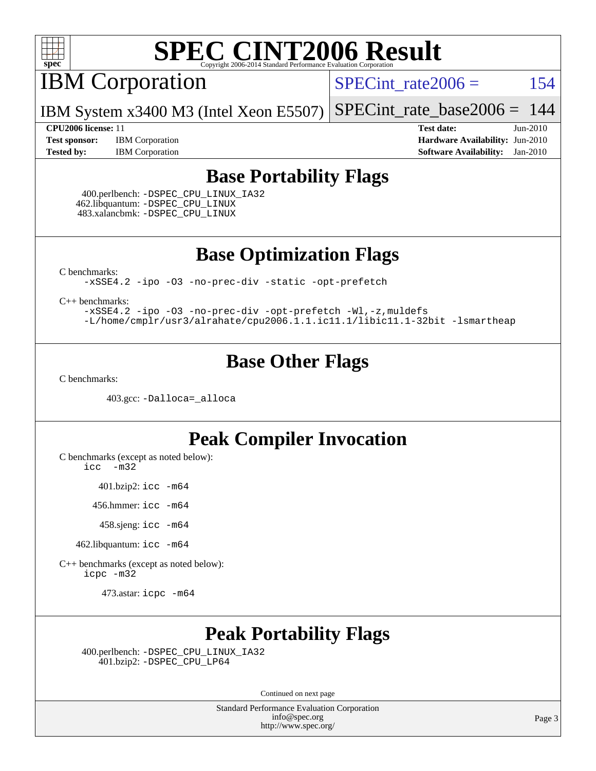# SPEC CINT2006 Result

Copyright 2006-2014 Standard Performance Evaluation Corporation

## IBM Corporation

IBM System x3400 M3 (Intel Xeon E5507)

SPECint_rate2006 = 154

SPECint_rate_base2006 = 144

**CPU2006 license:** 11
**Test sponsor:** IBM Corporation
**Tested by:** IBM Corporation

**Test date:** Jun-2010
**Hardware Availability:** Jun-2010
**Software Availability:** Jan-2010

## Base Portability Flags

400.perlbench: -DSPEC_CPU_LINUX_IA32
462.libquantum: -DSPEC_CPU_LINUX
483.xalancbmk: -DSPEC_CPU_LINUX

## Base Optimization Flags

C benchmarks:

```
-xSSE4.2 -ipo -O3 -no-prec-div -static -opt-prefetch
```

C++ benchmarks:

```
-xSSE4.2 -ipo -O3 -no-prec-div -opt-prefetch -Wl,-z,muldefs
-L/home/cmplr/usr3/alrahate/cpu2006.1.1.ic11.1/libic11.1-32bit -lsmartheap
```

## Base Other Flags

C benchmarks:

403.gcc: -Dalloca=_alloca

## Peak Compiler Invocation

C benchmarks (except as noted below):
icc -m32

401.bzip2: icc -m64

456.hmmer: icc -m64

458.sjeng: icc -m64

462.libquantum: icc -m64

C++ benchmarks (except as noted below):
icpc -m32

473.astar: icpc -m64

## Peak Portability Flags

400.perlbench: -DSPEC_CPU_LINUX_IA32
401.bzip2: -DSPEC_CPU_LP64

Continued on next page

Standard Performance Evaluation Corporation
info@spec.org
http://www.spec.org/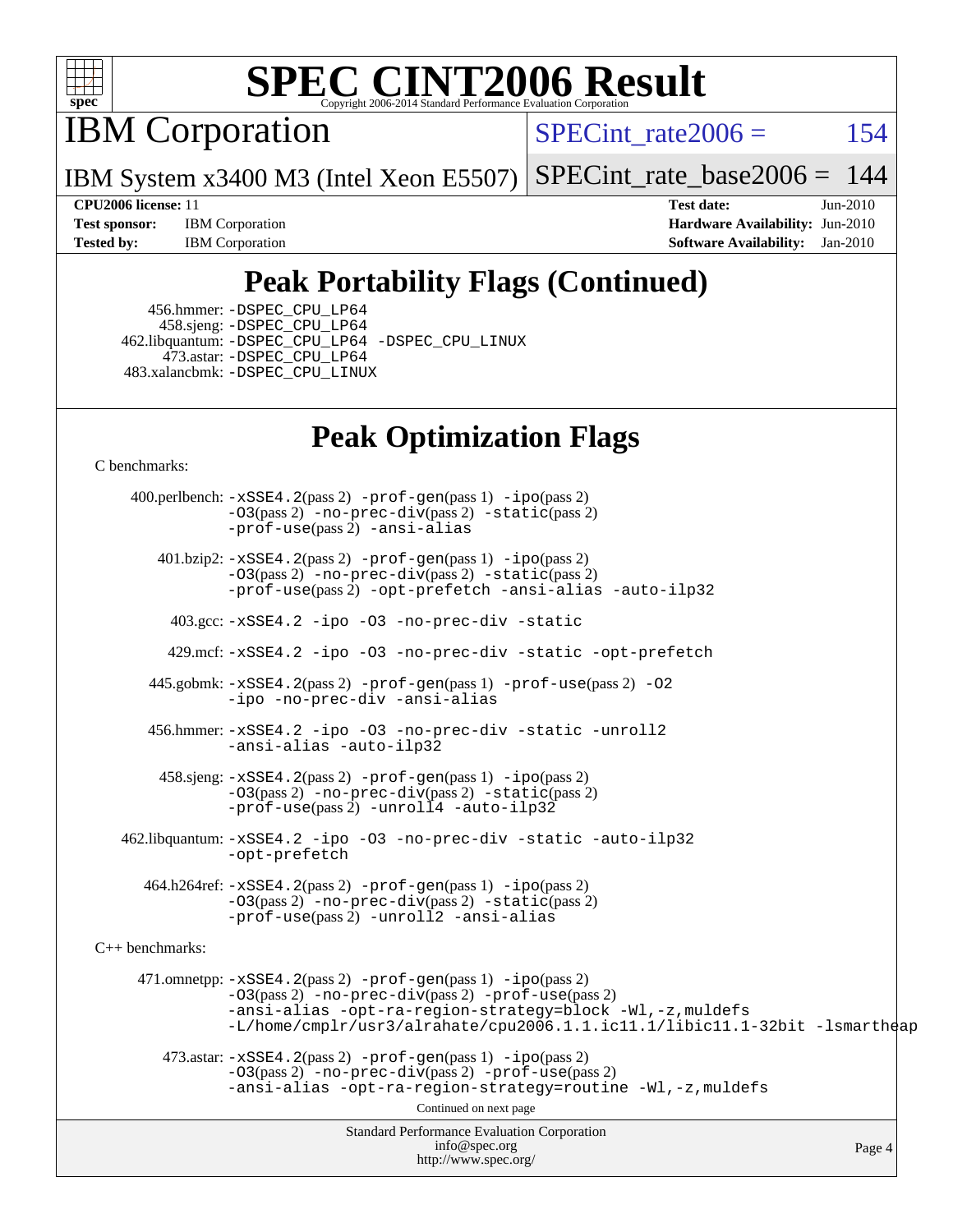# SPEC CINT2006 Result

Copyright 2006-2014 Standard Performance Evaluation Corporation

## IBM Corporation

IBM System x3400 M3 (Intel Xeon E5507)

SPECint_rate2006 = 154

SPECint_rate_base2006 = 144

| | | | |
|---|---|---|---|
| **CPU2006 license:** | 11 | **Test date:** | Jun-2010 |
| **Test sponsor:** | IBM Corporation | **Hardware Availability:** | Jun-2010 |
| **Tested by:** | IBM Corporation | **Software Availability:** | Jan-2010 |

## Peak Portability Flags (Continued)

456.hmmer: -DSPEC_CPU_LP64
458.sjeng: -DSPEC_CPU_LP64
462.libquantum: -DSPEC_CPU_LP64 -DSPEC_CPU_LINUX
473.astar: -DSPEC_CPU_LP64
483.xalancbmk: -DSPEC_CPU_LINUX

## Peak Optimization Flags

C benchmarks:

400.perlbench: -xSSE4.2(pass 2) -prof-gen(pass 1) -ipo(pass 2) -O3(pass 2) -no-prec-div(pass 2) -static(pass 2) -prof-use(pass 2) -ansi-alias

401.bzip2: -xSSE4.2(pass 2) -prof-gen(pass 1) -ipo(pass 2) -O3(pass 2) -no-prec-div(pass 2) -static(pass 2) -prof-use(pass 2) -opt-prefetch -ansi-alias -auto-ilp32

403.gcc: -xSSE4.2 -ipo -O3 -no-prec-div -static

429.mcf: -xSSE4.2 -ipo -O3 -no-prec-div -static -opt-prefetch

445.gobmk: -xSSE4.2(pass 2) -prof-gen(pass 1) -prof-use(pass 2) -O2 -ipo -no-prec-div -ansi-alias

456.hmmer: -xSSE4.2 -ipo -O3 -no-prec-div -static -unroll2 -ansi-alias -auto-ilp32

458.sjeng: -xSSE4.2(pass 2) -prof-gen(pass 1) -ipo(pass 2) -O3(pass 2) -no-prec-div(pass 2) -static(pass 2) -prof-use(pass 2) -unroll4 -auto-ilp32

462.libquantum: -xSSE4.2 -ipo -O3 -no-prec-div -static -auto-ilp32 -opt-prefetch

464.h264ref: -xSSE4.2(pass 2) -prof-gen(pass 1) -ipo(pass 2) -O3(pass 2) -no-prec-div(pass 2) -static(pass 2) -prof-use(pass 2) -unroll2 -ansi-alias

C++ benchmarks:

471.omnetpp: -xSSE4.2(pass 2) -prof-gen(pass 1) -ipo(pass 2) -O3(pass 2) -no-prec-div(pass 2) -prof-use(pass 2) -ansi-alias -opt-ra-region-strategy=block -Wl,-z,muldefs -L/home/cmplr/usr3/alrahate/cpu2006.1.1.ic11.1/libic11.1-32bit -lsmartheap

473.astar: -xSSE4.2(pass 2) -prof-gen(pass 1) -ipo(pass 2) -O3(pass 2) -no-prec-div(pass 2) -prof-use(pass 2) -ansi-alias -opt-ra-region-strategy=routine -Wl,-z,muldefs

Continued on next page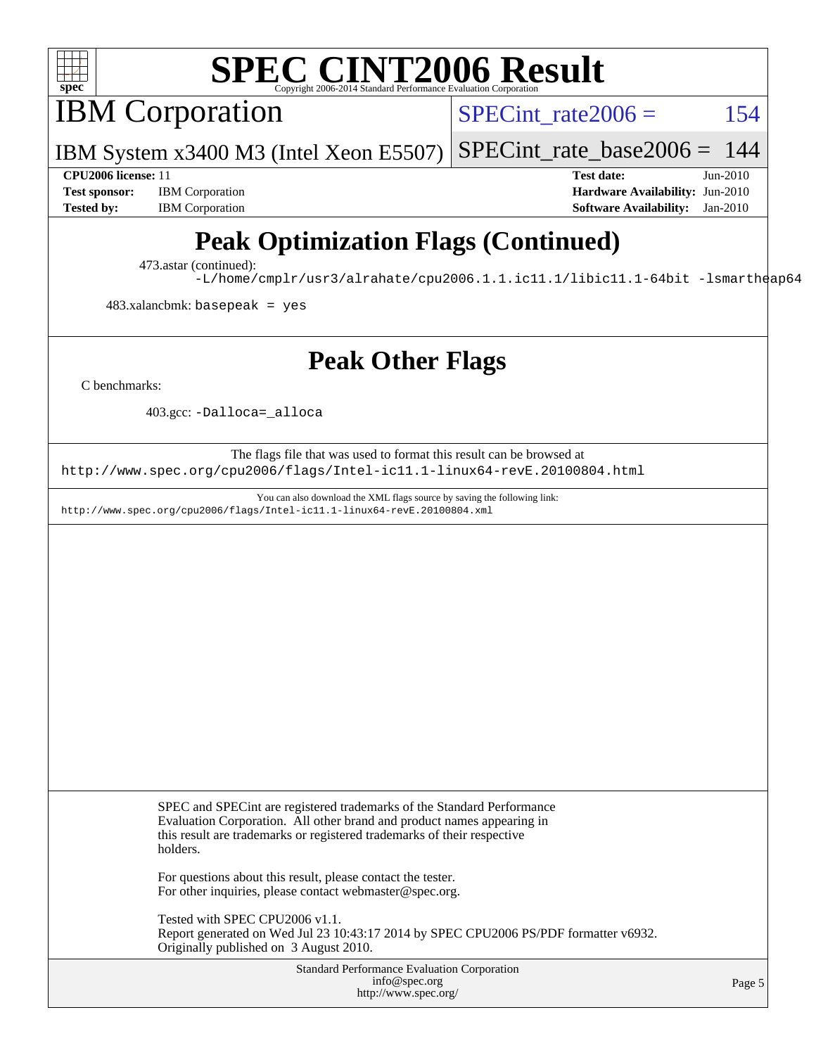# Peak Optimization Flags (Continued)

473.astar (continued):
-L/home/cmplr/usr3/alrahate/cpu2006.1.1.ic11.1/libic11.1-64bit -lsmartheap64

483.xalancbmk: basepeak = yes

# Peak Other Flags

C benchmarks:

403.gcc: -Dalloca=_alloca

The flags file that was used to format this result can be browsed at
http://www.spec.org/cpu2006/flags/Intel-ic11.1-linux64-revE.20100804.html

You can also download the XML flags source by saving the following link:
http://www.spec.org/cpu2006/flags/Intel-ic11.1-linux64-revE.20100804.xml

SPEC and SPECint are registered trademarks of the Standard Performance Evaluation Corporation. All other brand and product names appearing in this result are trademarks or registered trademarks of their respective holders.

For questions about this result, please contact the tester.
For other inquiries, please contact webmaster@spec.org.

Tested with SPEC CPU2006 v1.1.
Report generated on Wed Jul 23 10:43:17 2014 by SPEC CPU2006 PS/PDF formatter v6932.
Originally published on 3 August 2010.